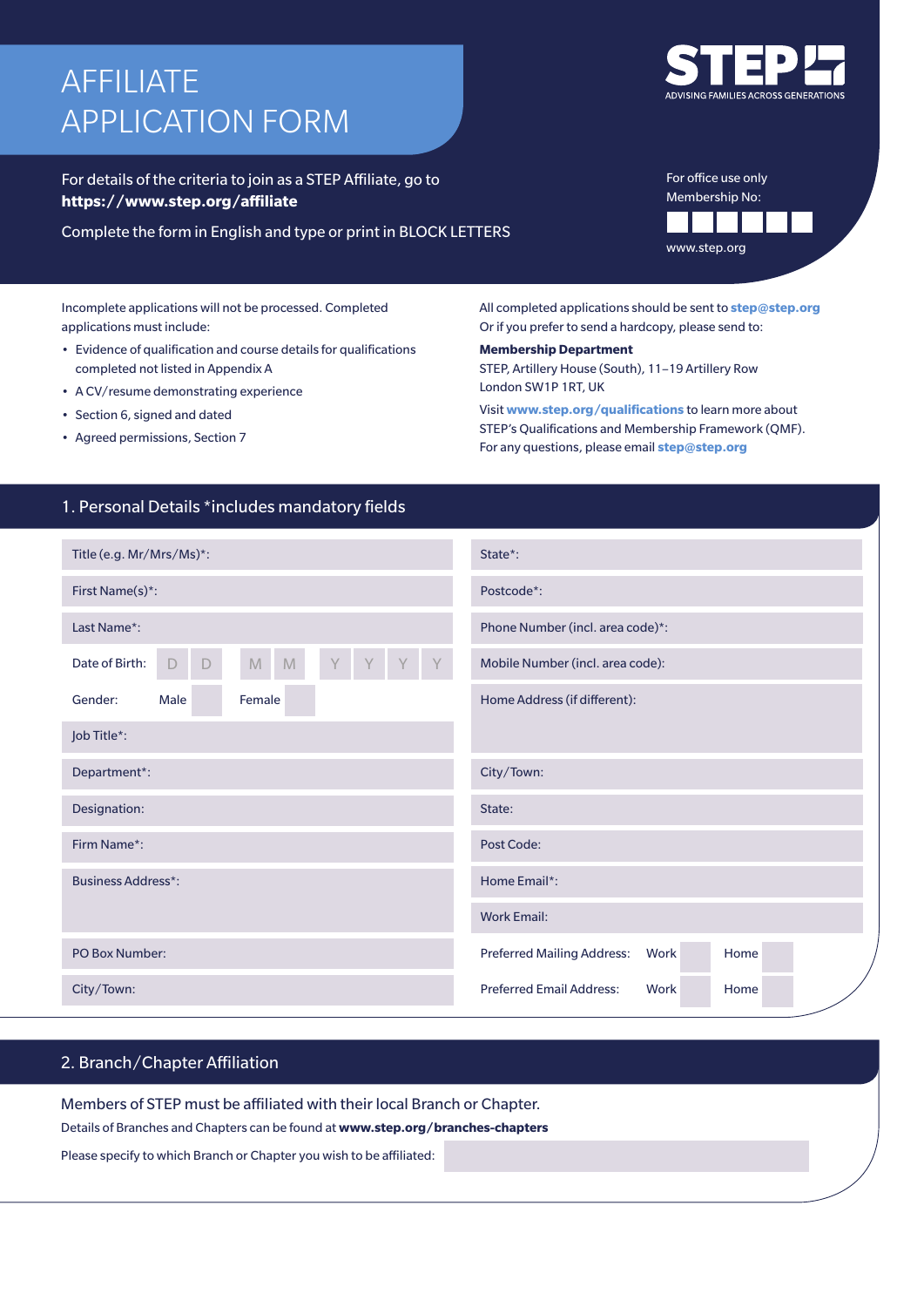# AFFILIATE APPLICATION FORM

STEP
ADVISING FAMILIES ACROSS GENERATIONS

For details of the criteria to join as a STEP Affiliate, go to **https://www.step.org/affiliate**

Complete the form in English and type or print in BLOCK LETTERS

For office use only
Membership No:

www.step.org

Incomplete applications will not be processed. Completed applications must include:

- Evidence of qualification and course details for qualifications completed not listed in Appendix A
- A CV/resume demonstrating experience
- Section 6, signed and dated
- Agreed permissions, Section 7

All completed applications should be sent to **step@step.org**
Or if you prefer to send a hardcopy, please send to:

**Membership Department**
STEP, Artillery House (South), 11–19 Artillery Row
London SW1P 1RT, UK

Visit **www.step.org/qualifications** to learn more about STEP's Qualifications and Membership Framework (QMF).
For any questions, please email **step@step.org**

## 1. Personal Details *includes mandatory fields

| | |
|---|---|
| Title (e.g. Mr/Mrs/Ms)*: | State*: |
| First Name(s)*: | Postcode*: |
| Last Name*: | Phone Number (incl. area code)*: |
| Date of Birth: D D M M Y Y Y Y | Mobile Number (incl. area code): |
| Gender: Male ☐ Female ☐ | Home Address (if different): |
| Job Title*: | |
| Department*: | City/Town: |
| Designation: | State: |
| Firm Name*: | Post Code: |
| Business Address*: | Home Email*: |
| | Work Email: |
| PO Box Number: | Preferred Mailing Address: Work ☐ Home ☐ |
| City/Town: | Preferred Email Address: Work ☐ Home ☐ |

## 2. Branch/Chapter Affiliation

Members of STEP must be affiliated with their local Branch or Chapter.

Details of Branches and Chapters can be found at **www.step.org/branches-chapters**

Please specify to which Branch or Chapter you wish to be affiliated: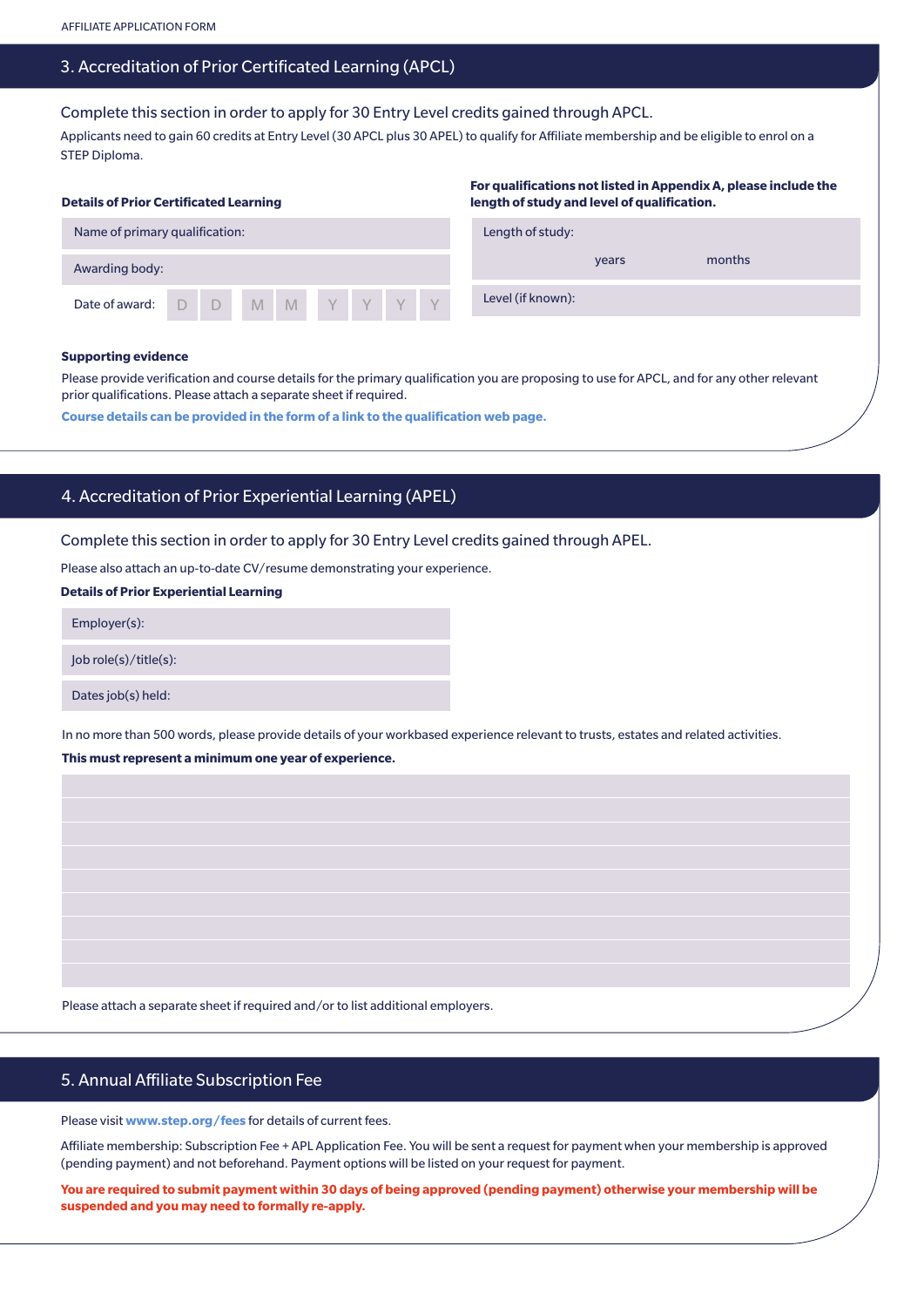## 3. Accreditation of Prior Certificated Learning (APCL)

Complete this section in order to apply for 30 Entry Level credits gained through APCL.

Applicants need to gain 60 credits at Entry Level (30 APCL plus 30 APEL) to qualify for Affiliate membership and be eligible to enrol on a STEP Diploma.

**Details of Prior Certificated Learning**

| | |
|---|---|
| Name of primary qualification: | |
| Awarding body: | |
| Date of award: | D D M M Y Y Y Y |

**For qualifications not listed in Appendix A, please include the length of study and level of qualification.**

| | |
|---|---|
| Length of study: | years months |
| Level (if known): | |

**Supporting evidence**

Please provide verification and course details for the primary qualification you are proposing to use for APCL, and for any other relevant prior qualifications. Please attach a separate sheet if required.

**Course details can be provided in the form of a link to the qualification web page.**

## 4. Accreditation of Prior Experiential Learning (APEL)

Complete this section in order to apply for 30 Entry Level credits gained through APEL.

Please also attach an up-to-date CV/resume demonstrating your experience.

**Details of Prior Experiential Learning**

| | |
|---|---|
| Employer(s): | |
| Job role(s)/title(s): | |
| Dates job(s) held: | |

In no more than 500 words, please provide details of your workbased experience relevant to trusts, estates and related activities.

**This must represent a minimum one year of experience.**

Please attach a separate sheet if required and/or to list additional employers.

## 5. Annual Affiliate Subscription Fee

Please visit **www.step.org/fees** for details of current fees.

Affiliate membership: Subscription Fee + APL Application Fee. You will be sent a request for payment when your membership is approved (pending payment) and not beforehand. Payment options will be listed on your request for payment.

**You are required to submit payment within 30 days of being approved (pending payment) otherwise your membership will be suspended and you may need to formally re-apply.**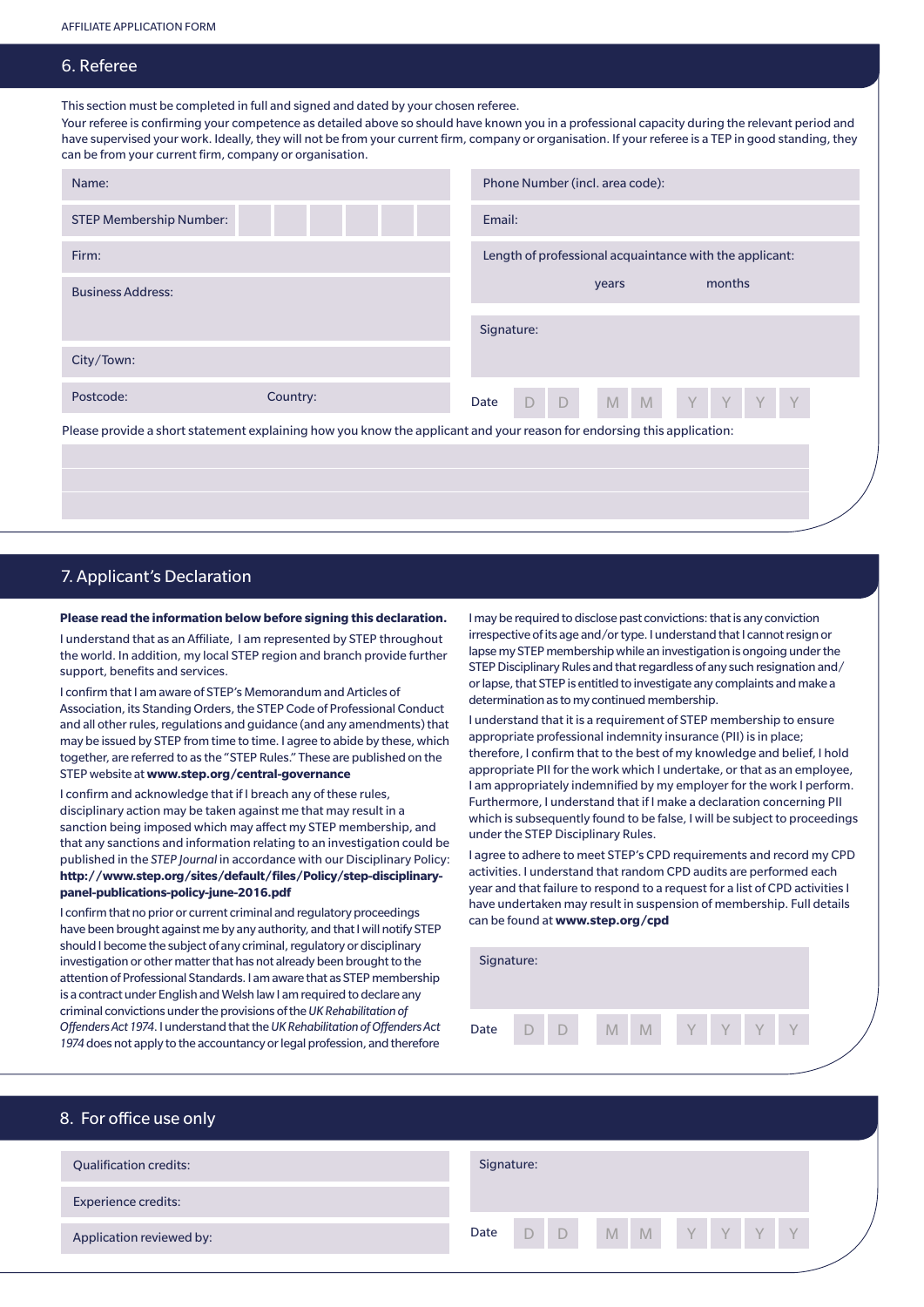## 6. Referee

This section must be completed in full and signed and dated by your chosen referee.

Your referee is confirming your competence as detailed above so should have known you in a professional capacity during the relevant period and have supervised your work. Ideally, they will not be from your current firm, company or organisation. If your referee is a TEP in good standing, they can be from your current firm, company or organisation.

| | |
|---|---|
| Name: | Phone Number (incl. area code): |
| STEP Membership Number: | Email: |
| Firm: | Length of professional acquaintance with the applicant: years months |
| Business Address: | Signature: |
| City/Town: | |
| Postcode: Country: | Date D D M M Y Y Y Y |

Please provide a short statement explaining how you know the applicant and your reason for endorsing this application:

## 7. Applicant's Declaration

**Please read the information below before signing this declaration.**

I understand that as an Affiliate, I am represented by STEP throughout the world. In addition, my local STEP region and branch provide further support, benefits and services.

I confirm that I am aware of STEP's Memorandum and Articles of Association, its Standing Orders, the STEP Code of Professional Conduct and all other rules, regulations and guidance (and any amendments) that may be issued by STEP from time to time. I agree to abide by these, which together, are referred to as the "STEP Rules." These are published on the STEP website at **www.step.org/central-governance**

I confirm and acknowledge that if I breach any of these rules, disciplinary action may be taken against me that may result in a sanction being imposed which may affect my STEP membership, and that any sanctions and information relating to an investigation could be published in the *STEP Journal* in accordance with our Disciplinary Policy: **http://www.step.org/sites/default/files/Policy/step-disciplinary-panel-publications-policy-june-2016.pdf**

I confirm that no prior or current criminal and regulatory proceedings have been brought against me by any authority, and that I will notify STEP should I become the subject of any criminal, regulatory or disciplinary investigation or other matter that has not already been brought to the attention of Professional Standards. I am aware that as STEP membership is a contract under English and Welsh law I am required to declare any criminal convictions under the provisions of the *UK Rehabilitation of Offenders Act 1974*. I understand that the *UK Rehabilitation of Offenders Act 1974* does not apply to the accountancy or legal profession, and therefore I may be required to disclose past convictions: that is any conviction irrespective of its age and/or type. I understand that I cannot resign or lapse my STEP membership while an investigation is ongoing under the STEP Disciplinary Rules and that regardless of any such resignation and/or lapse, that STEP is entitled to investigate any complaints and make a determination as to my continued membership.

I understand that it is a requirement of STEP membership to ensure appropriate professional indemnity insurance (PII) is in place; therefore, I confirm that to the best of my knowledge and belief, I hold appropriate PII for the work which I undertake, or that as an employee, I am appropriately indemnified by my employer for the work I perform. Furthermore, I understand that if I make a declaration concerning PII which is subsequently found to be false, I will be subject to proceedings under the STEP Disciplinary Rules.

I agree to adhere to meet STEP's CPD requirements and record my CPD activities. I understand that random CPD audits are performed each year and that failure to respond to a request for a list of CPD activities I have undertaken may result in suspension of membership. Full details can be found at **www.step.org/cpd**

Signature:

Date D D M M Y Y Y Y

## 8. For office use only

| | |
|---|---|
| Qualification credits: | Signature: |
| Experience credits: | |
| Application reviewed by: | Date D D M M Y Y Y Y |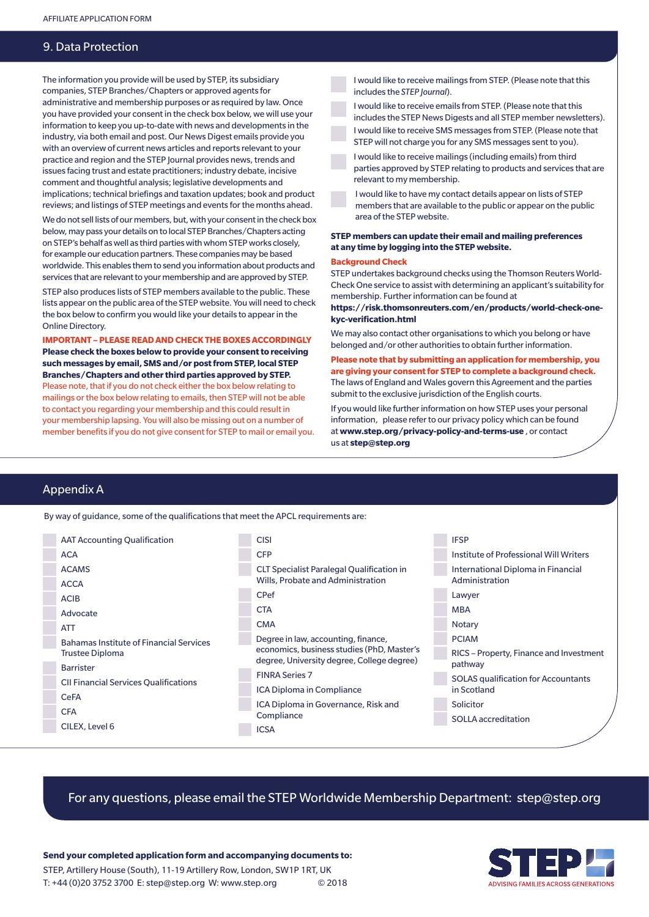## 9. Data Protection

The information you provide will be used by STEP, its subsidiary companies, STEP Branches/Chapters or approved agents for administrative and membership purposes or as required by law. Once you have provided your consent in the check box below, we will use your information to keep you up-to-date with news and developments in the industry, via both email and post. Our News Digest emails provide you with an overview of current news articles and reports relevant to your practice and region and the STEP Journal provides news, trends and issues facing trust and estate practitioners; industry debate, incisive comment and thoughtful analysis; legislative developments and implications; technical briefings and taxation updates; book and product reviews; and listings of STEP meetings and events for the months ahead.

We do not sell lists of our members, but, with your consent in the check box below, may pass your details on to local STEP Branches/Chapters acting on STEP's behalf as well as third parties with whom STEP works closely, for example our education partners. These companies may be based worldwide. This enables them to send you information about products and services that are relevant to your membership and are approved by STEP.

STEP also produces lists of STEP members available to the public. These lists appear on the public area of the STEP website. You will need to check the box below to confirm you would like your details to appear in the Online Directory.

**IMPORTANT – PLEASE READ AND CHECK THE BOXES ACCORDINGLY**

**Please check the boxes below to provide your consent to receiving such messages by email, SMS and/or post from STEP, local STEP Branches/Chapters and other third parties approved by STEP.**

Please note, that if you do not check either the box below relating to mailings or the box below relating to emails, then STEP will not be able to contact you regarding your membership and this could result in your membership lapsing. You will also be missing out on a number of member benefits if you do not give consent for STEP to mail or email you.

- ☐ I would like to receive mailings from STEP. (Please note that this includes the *STEP Journal*).
- ☐ I would like to receive emails from STEP. (Please note that this includes the STEP News Digests and all STEP member newsletters).
- ☐ I would like to receive SMS messages from STEP. (Please note that STEP will not charge you for any SMS messages sent to you).
- ☐ I would like to receive mailings (including emails) from third parties approved by STEP relating to products and services that are relevant to my membership.
- ☐ I would like to have my contact details appear on lists of STEP members that are available to the public or appear on the public area of the STEP website.

**STEP members can update their email and mailing preferences at any time by logging into the STEP website.**

**Background Check**

STEP undertakes background checks using the Thomson Reuters World-Check One service to assist with determining an applicant's suitability for membership. Further information can be found at **https://risk.thomsonreuters.com/en/products/world-check-one-kyc-verification.html**

We may also contact other organisations to which you belong or have belonged and/or other authorities to obtain further information.

**Please note that by submitting an application for membership, you are giving your consent for STEP to complete a background check.** The laws of England and Wales govern this Agreement and the parties submit to the exclusive jurisdiction of the English courts.

If you would like further information on how STEP uses your personal information, please refer to our privacy policy which can be found at **www.step.org/privacy-policy-and-terms-use** , or contact us at **step@step.org**

## Appendix A

By way of guidance, some of the qualifications that meet the APCL requirements are:

- ☐ AAT Accounting Qualification
- ☐ ACA
- ☐ ACAMS
- ☐ ACCA
- ☐ ACIB
- ☐ Advocate
- ☐ ATT
- ☐ Bahamas Institute of Financial Services Trustee Diploma
- ☐ Barrister
- ☐ CII Financial Services Qualifications
- ☐ CeFA
- ☐ CFA
- ☐ CILEX, Level 6
- ☐ CISI
- ☐ CFP
- ☐ CLT Specialist Paralegal Qualification in Wills, Probate and Administration
- ☐ CPef
- ☐ CTA
- ☐ CMA
- ☐ Degree in law, accounting, finance, economics, business studies (PhD, Master's degree, University degree, College degree)
- ☐ FINRA Series 7
- ☐ ICA Diploma in Compliance
- ☐ ICA Diploma in Governance, Risk and Compliance
- ☐ ICSA
- ☐ IFSP
- ☐ Institute of Professional Will Writers
- ☐ International Diploma in Financial Administration
- ☐ Lawyer
- ☐ MBA
- ☐ Notary
- ☐ PCIAM
- ☐ RICS – Property, Finance and Investment pathway
- ☐ SOLAS qualification for Accountants in Scotland
- ☐ Solicitor
- ☐ SOLLA accreditation

For any questions, please email the STEP Worldwide Membership Department: step@step.org

**Send your completed application form and accompanying documents to:**

STEP, Artillery House (South), 11-19 Artillery Row, London, SW1P 1RT, UK

T: +44 (0)20 3752 3700 E: step@step.org W: www.step.org © 2018

STEP – ADVISING FAMILIES ACROSS GENERATIONS